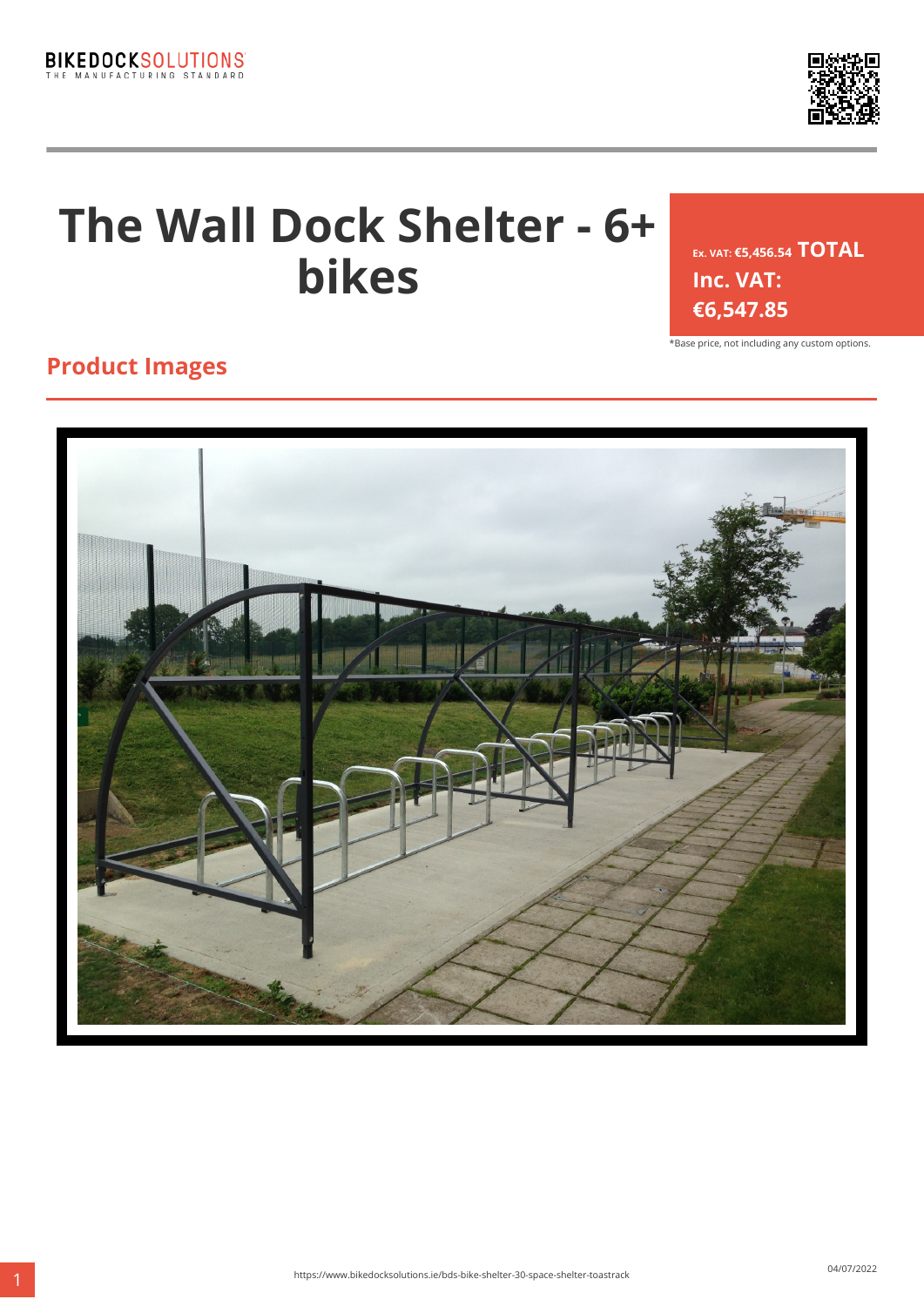# The Wall Dock Shelter - 6+ bikes

Ex. VAT: €5,456.54 **TOTAL Inc. VAT: €6,547.85**

*Base price, not including any custom options.

## Product Images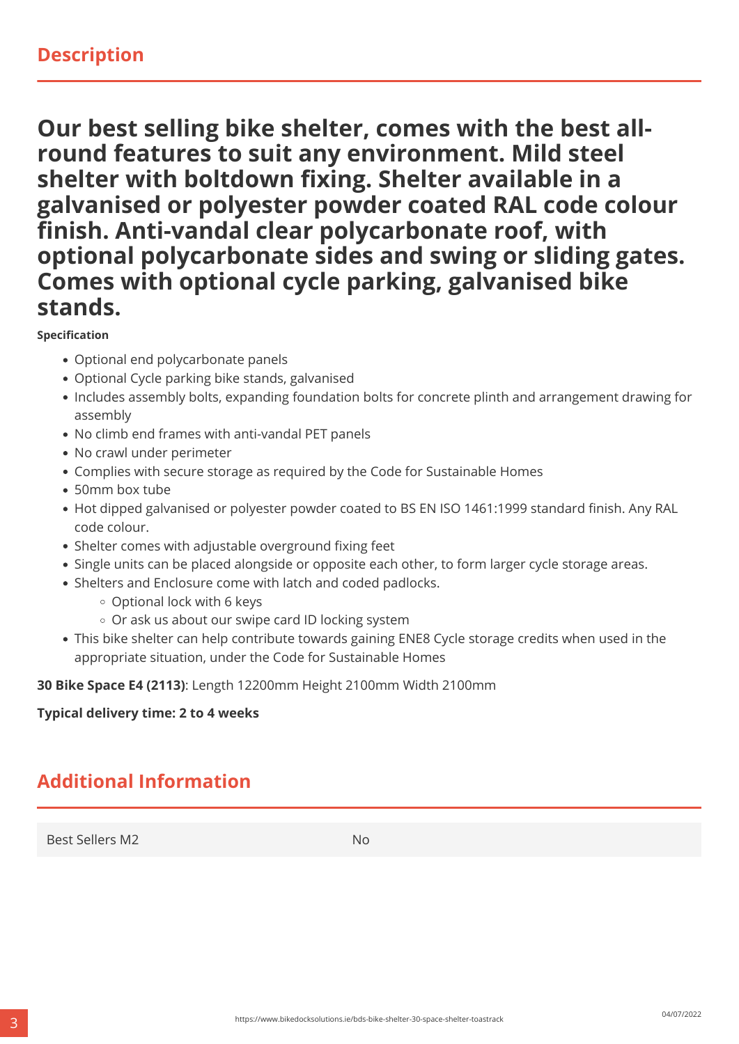## Description

**Our best selling bike shelter, comes with the best all-round features to suit any environment. Mild steel shelter with boltdown fixing. Shelter available in a galvanised or polyester powder coated RAL code colour finish. Anti-vandal clear polycarbonate roof, with optional polycarbonate sides and swing or sliding gates. Comes with optional cycle parking, galvanised bike stands.**

**Specification**

- Optional end polycarbonate panels
- Optional Cycle parking bike stands, galvanised
- Includes assembly bolts, expanding foundation bolts for concrete plinth and arrangement drawing for assembly
- No climb end frames with anti-vandal PET panels
- No crawl under perimeter
- Complies with secure storage as required by the Code for Sustainable Homes
- 50mm box tube
- Hot dipped galvanised or polyester powder coated to BS EN ISO 1461:1999 standard finish. Any RAL code colour.
- Shelter comes with adjustable overground fixing feet
- Single units can be placed alongside or opposite each other, to form larger cycle storage areas.
- Shelters and Enclosure come with latch and coded padlocks.
  - Optional lock with 6 keys
  - Or ask us about our swipe card ID locking system
- This bike shelter can help contribute towards gaining ENE8 Cycle storage credits when used in the appropriate situation, under the Code for Sustainable Homes

**30 Bike Space E4 (2113)**: Length 12200mm Height 2100mm Width 2100mm

**Typical delivery time: 2 to 4 weeks**

## Additional Information

| Best Sellers M2 | No |
|---|---|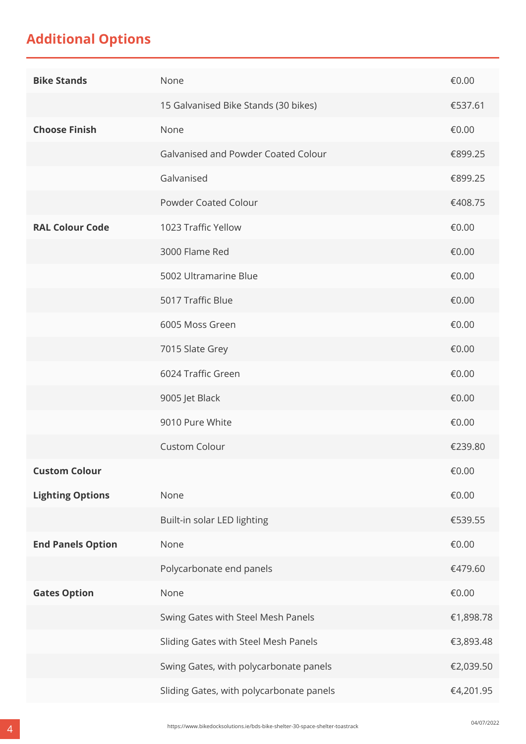## Additional Options

| | | |
|---|---|---|
| **Bike Stands** | None | €0.00 |
| | 15 Galvanised Bike Stands (30 bikes) | €537.61 |
| **Choose Finish** | None | €0.00 |
| | Galvanised and Powder Coated Colour | €899.25 |
| | Galvanised | €899.25 |
| | Powder Coated Colour | €408.75 |
| **RAL Colour Code** | 1023 Traffic Yellow | €0.00 |
| | 3000 Flame Red | €0.00 |
| | 5002 Ultramarine Blue | €0.00 |
| | 5017 Traffic Blue | €0.00 |
| | 6005 Moss Green | €0.00 |
| | 7015 Slate Grey | €0.00 |
| | 6024 Traffic Green | €0.00 |
| | 9005 Jet Black | €0.00 |
| | 9010 Pure White | €0.00 |
| | Custom Colour | €239.80 |
| **Custom Colour** | | €0.00 |
| **Lighting Options** | None | €0.00 |
| | Built-in solar LED lighting | €539.55 |
| **End Panels Option** | None | €0.00 |
| | Polycarbonate end panels | €479.60 |
| **Gates Option** | None | €0.00 |
| | Swing Gates with Steel Mesh Panels | €1,898.78 |
| | Sliding Gates with Steel Mesh Panels | €3,893.48 |
| | Swing Gates, with polycarbonate panels | €2,039.50 |
| | Sliding Gates, with polycarbonate panels | €4,201.95 |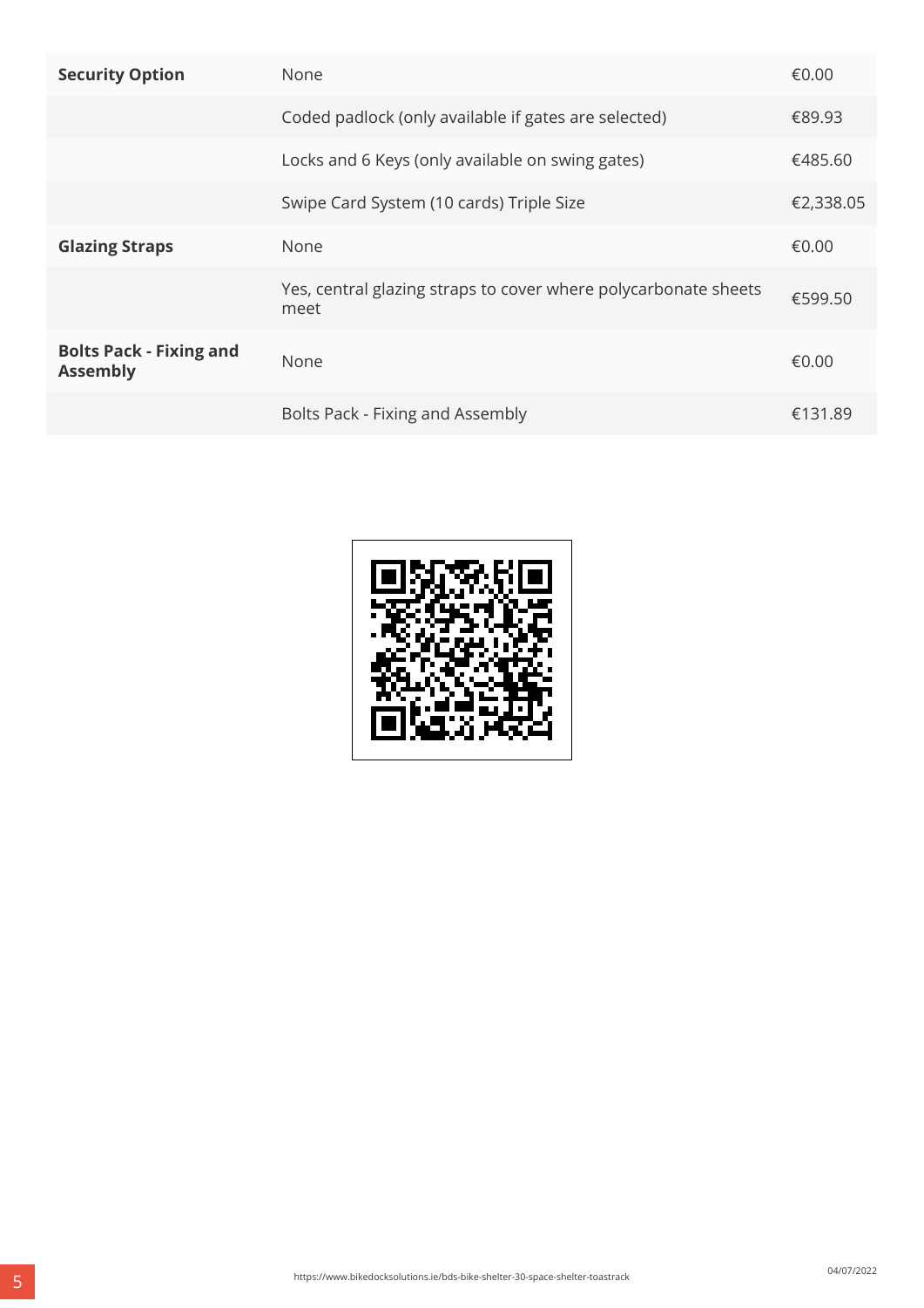| | | |
|---|---|---|
| **Security Option** | None | €0.00 |
| | Coded padlock (only available if gates are selected) | €89.93 |
| | Locks and 6 Keys (only available on swing gates) | €485.60 |
| | Swipe Card System (10 cards) Triple Size | €2,338.05 |
| **Glazing Straps** | None | €0.00 |
| | Yes, central glazing straps to cover where polycarbonate sheets meet | €599.50 |
| **Bolts Pack - Fixing and Assembly** | None | €0.00 |
| | Bolts Pack - Fixing and Assembly | €131.89 |